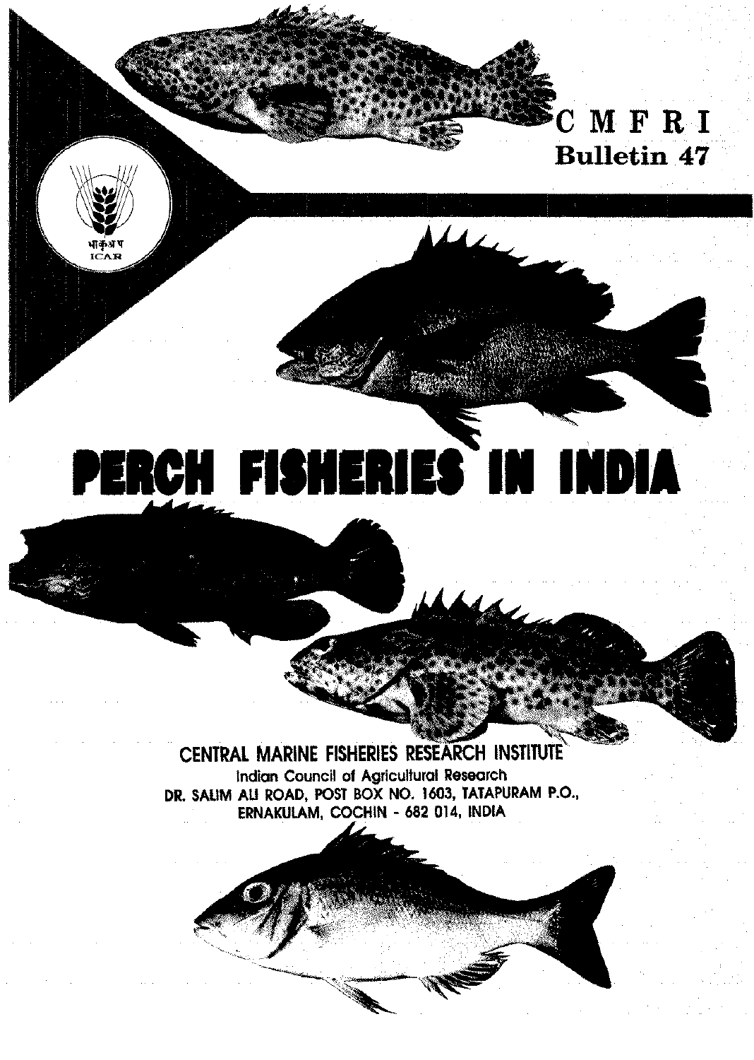भाकृअप
ICAR

# C M F R I
## Bulletin 47

# PERCH FISHERIES IN INDIA

CENTRAL MARINE FISHERIES RESEARCH INSTITUTE
Indian Council of Agricultural Research
DR. SALIM ALI ROAD, POST BOX NO. 1603, TATAPURAM P.O.,
ERNAKULAM, COCHIN - 682 014, INDIA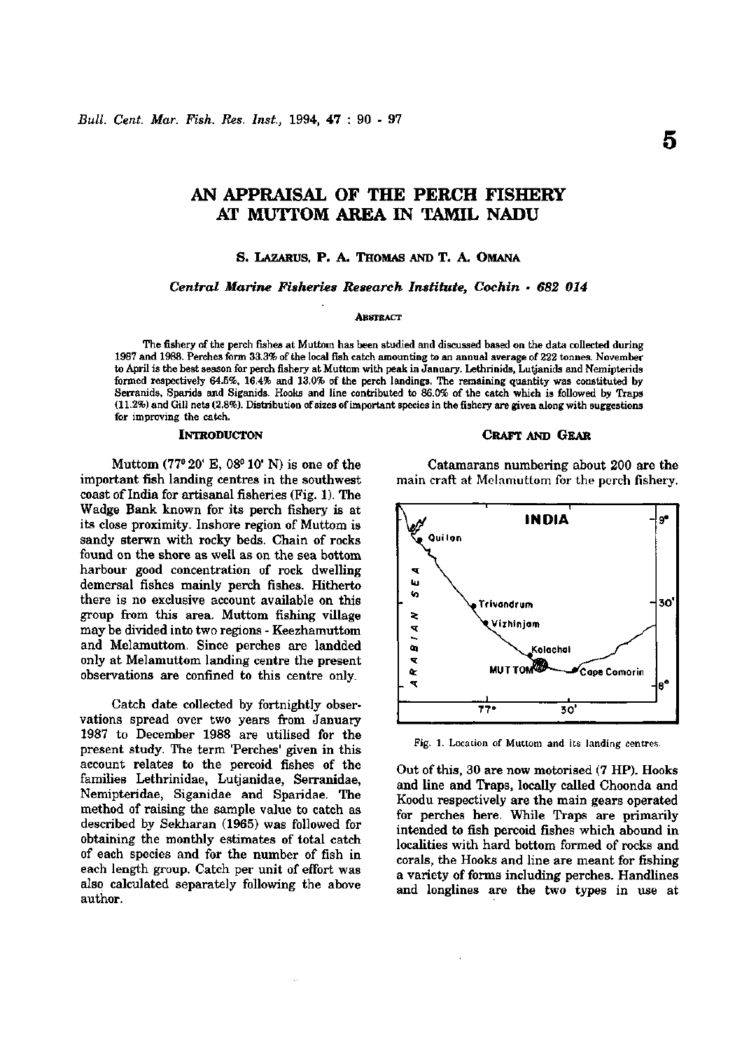# AN APPRAISAL OF THE PERCH FISHERY AT MUTTOM AREA IN TAMIL NADU

**S. LAZARUS, P. A. THOMAS AND T. A. OMANA**

*Central Marine Fisheries Research Institute, Cochin - 682 014*

ABSTRACT

The fishery of the perch fishes at Muttom has been studied and discussed based on the data collected during 1987 and 1988. Perches form 33.3% of the local fish catch amounting to an annual average of 222 tonnes. November to April is the best season for perch fishery at Muttom with peak in January. Lethrinids, Lutjanids and Nemipterids formed respectively 64.5%, 16.4% and 13.0% of the perch landings. The remaining quantity was constituted by Serranids, Sparids and Siganids. Hooks and line contributed to 86.0% of the catch which is followed by Traps (11.2%) and Gill nets (2.8%). Distribution of sizes of important species in the fishery are given along with suggestions for improving the catch.

## INTRODUCTON

Muttom (77° 20' E, 08° 10' N) is one of the important fish landing centres in the southwest coast of India for artisanal fisheries (Fig. 1). The Wadge Bank known for its perch fishery is at its close proximity. Inshore region of Muttom is sandy sterwn with rocky beds. Chain of rocks found on the shore as well as on the sea bottom harbour good concentration of rock dwelling demersal fishes mainly perch fishes. Hitherto there is no exclusive account available on this group from this area. Muttom fishing village may be divided into two regions - Keezhamuttom and Melamuttom. Since perches are landded only at Melamuttom landing centre the present observations are confined to this centre only.

Catch date collected by fortnightly observations spread over two years from January 1987 to December 1988 are utilised for the present study. The term 'Perches' given in this account relates to the percoid fishes of the families Lethrinidae, Lutjanidae, Serranidae, Nemipteridae, Siganidae and Sparidae. The method of raising the sample value to catch as described by Sekharan (1965) was followed for obtaining the monthly estimates of total catch of each species and for the number of fish in each length group. Catch per unit of effort was also calculated separately following the above author.

## CRAFT AND GEAR

Catamarans numbering about 200 are the main craft at Melamuttom for the perch fishery.

Fig. 1. Location of Muttom and its landing centres.

Out of this, 30 are now motorised (7 HP). Hooks and line and Traps, locally called Choonda and Koodu respectively are the main gears operated for perches here. While Traps are primarily intended to fish percoid fishes which abound in localities with hard bottom formed of rocks and corals, the Hooks and line are meant for fishing a variety of forms including perches. Handlines and longlines are the two types in use at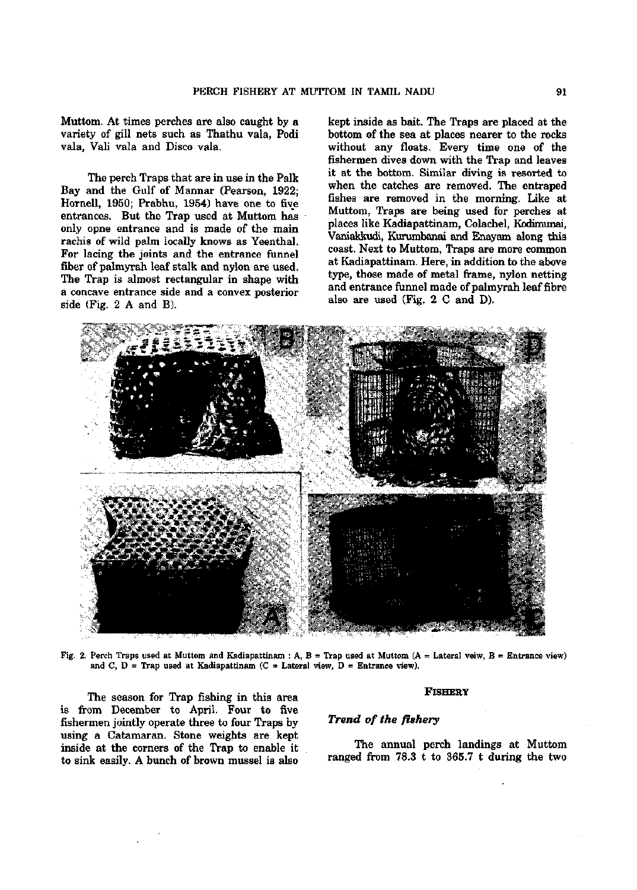Muttom. At times perches are also caught by a variety of gill nets such as Thathu vala, Podi vala, Vali vala and Disco vala.

The perch Traps that are in use in the Palk Bay and the Gulf of Mannar (Pearson, 1922; Hornell, 1950; Prabhu, 1954) have one to five entrances. But the Trap used at Muttom has only opne entrance and is made of the main rachis of wild palm locally knows as Yeenthal. For lacing the joints and the entrance funnel fiber of palmyrah leaf stalk and nylon are used. The Trap is almost rectangular in shape with a concave entrance side and a convex posterior side (Fig. 2 A and B).

kept inside as bait. The Traps are placed at the bottom of the sea at places nearer to the rocks without any floats. Every time one of the fishermen dives down with the Trap and leaves it at the bottom. Similar diving is resorted to when the catches are removed. The entraped fishes are removed in the morning. Like at Muttom, Traps are being used for perches at places like Kadiapattinam, Colachel, Kodimunai, Vaniakkudi, Kurumbanai and Enayam along this coast. Next to Muttom, Traps are more common at Kadiapattinam. Here, in addition to the above type, those made of metal frame, nylon netting and entrance funnel made of palmyrah leaf fibre also are used (Fig. 2 C and D).

Fig. 2. Perch Traps used at Muttom and Kadiapattinam : A, B = Trap used at Muttom (A = Lateral veiw, B = Entrance view) and C, D = Trap used at Kadiapattinam (C = Lateral view, D = Entrance view).

The season for Trap fishing in this area is from December to April. Four to five fishermen jointly operate three to four Traps by using a Catamaran. Stone weights are kept inside at the corners of the Trap to enable it to sink easily. A bunch of brown mussel is also

## FISHERY

### *Trend of the fishery*

The annual perch landings at Muttom ranged from 78.3 t to 365.7 t during the two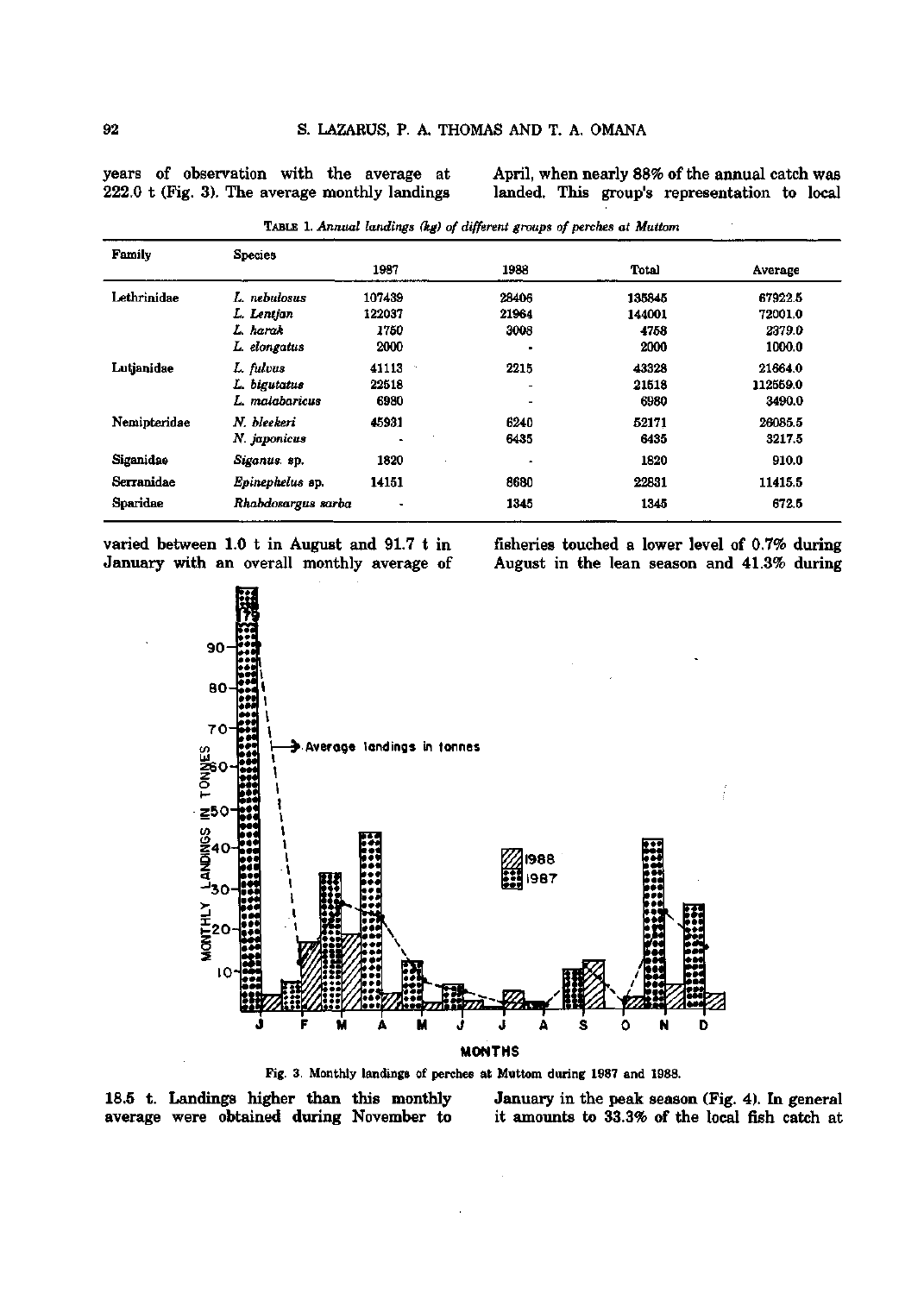years of observation with the average at 222.0 t (Fig. 3). The average monthly landings varied between 1.0 t in August and 91.7 t in January with an overall monthly average of 18.5 t. Landings higher than this monthly average were obtained during November to April, when nearly 88% of the annual catch was landed. This group's representation to local fisheries touched a lower level of 0.7% during August in the lean season and 41.3% during January in the peak season (Fig. 4). In general it amounts to 33.3% of the local fish catch at

TABLE 1. *Annual landings (kg) of different groups of perches at Muttom*

| Family | Species | 1987 | 1988 | Total | Average |
|---|---|---|---|---|---|
| Lethrinidae | *L. nebulosus* | 107439 | 28406 | 135845 | 67922.5 |
| | *L. Lentjan* | 122037 | 21964 | 144001 | 72001.0 |
| | *L. harak* | 1750 | 3008 | 4758 | 2379.0 |
| | *L. elongatus* | 2000 | - | 2000 | 1000.0 |
| Lutjanidae | *L. fulvus* | 41113 | 2215 | 43328 | 21664.0 |
| | *L. bigutatus* | 22518 | - | 21518 | 112559.0 |
| | *L. malabaricus* | 6980 | - | 6980 | 3490.0 |
| Nemipteridae | *N. bleekeri* | 45931 | 6240 | 52171 | 26085.5 |
| | *N. japonicus* | - | 6435 | 6435 | 3217.5 |
| Siganidae | *Siganus.* sp. | 1820 | - | 1820 | 910.0 |
| Serranidae | *Epinephelus* sp. | 14151 | 8680 | 22831 | 11415.5 |
| Sparidae | *Rhabdosargus sarba* | - | 1345 | 1345 | 672.5 |

Fig. 3. Monthly landings of perches at Muttom during 1987 and 1988.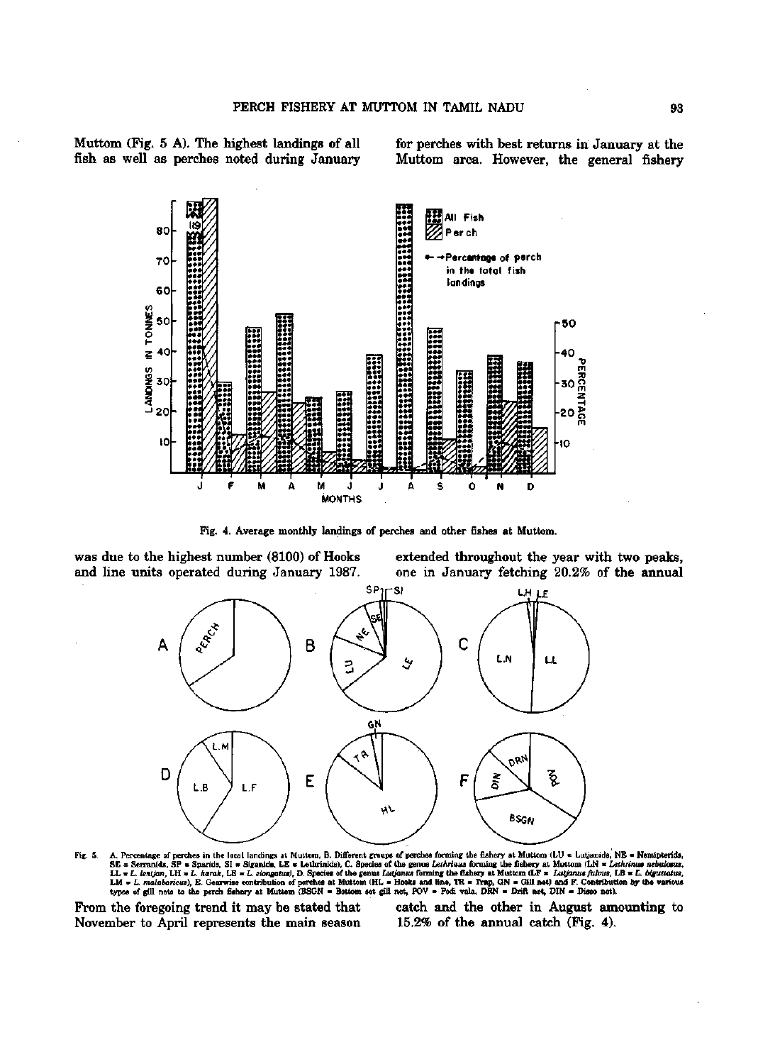Muttom (Fig. 5 A). The highest landings of all fish as well as perches noted during January was due to the highest number (8100) of Hooks and line units operated during January 1987.

Fig. 4. Average monthly landings of perches and other fishes at Muttom.

From the foregoing trend it may be stated that November to April represents the main season for perches with best returns in January at the Muttom area. However, the general fishery extended throughout the year with two peaks, one in January fetching 20.2% of the annual catch and the other in August amounting to 15.2% of the annual catch (Fig. 4).

Fig. 5. A. Percentage of perches in the local landings at Muttom, B. Different groups of perches forming the fishery at Muttom (LU = Lutjanids, NE = Nemipterids, SE = Serranids, SP = Sparids, SI = Siganids, LE = Lethrinids), C. Species of the genus *Lethrinus* forming the fishery at Muttom (LN = *Lethrinus nebulosus*, LL = *L. lentjan*, LH = *L. harak*, LE = *L. elongatus*), D. Species of the genus *Lutjanus* forming the fishery at Muttom (LF = *Lutjanus fulvus*, LB = *L. bigutiatus*, LM = *L. malabaricus*), E. Gearwise contribution of perches at Muttom (HL = Hooks and line, TR = Trap, GN = Gill net) and F. Contribution by the various types of gill nets to the perch fishery at Muttom (BSGN = Bottom set gill net, POV = Podi vala, DRN = Drift net, DIN = Disco net).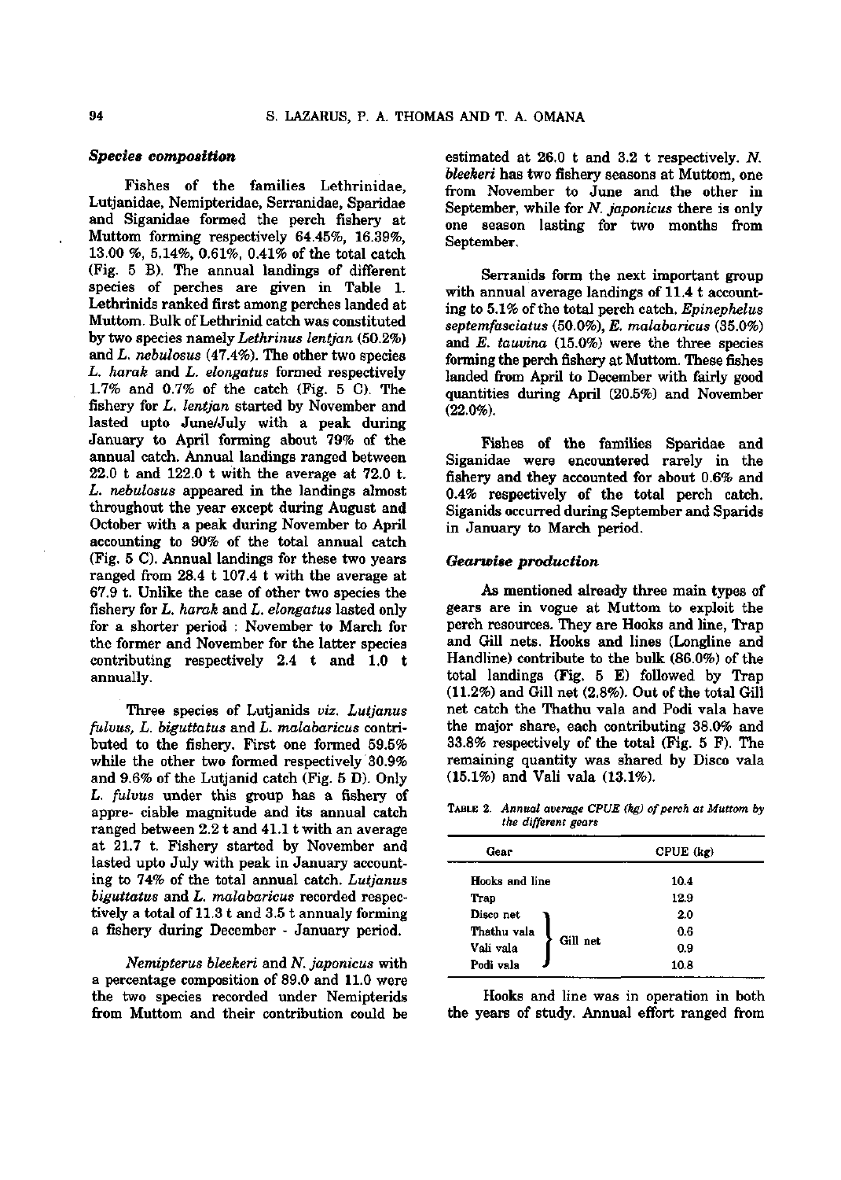### *Species composition*

Fishes of the families Lethrinidae, Lutjanidae, Nemipteridae, Serranidae, Sparidae and Siganidae formed the perch fishery at Muttom forming respectively 64.45%, 16.39%, 13.00 %, 5.14%, 0.61%, 0.41% of the total catch (Fig. 5 B). The annual landings of different species of perches are given in Table 1. Lethrinids ranked first among perches landed at Muttom. Bulk of Lethrinid catch was constituted by two species namely *Lethrinus lentjan* (50.2%) and *L. nebulosus* (47.4%). The other two species *L. harak* and *L. elongatus* formed respectively 1.7% and 0.7% of the catch (Fig. 5 C). The fishery for *L. lentjan* started by November and lasted upto June/July with a peak during January to April forming about 79% of the annual catch. Annual landings ranged between 22.0 t and 122.0 t with the average at 72.0 t. *L. nebulosus* appeared in the landings almost throughout the year except during August and October with a peak during November to April accounting to 90% of the total annual catch (Fig. 5 C). Annual landings for these two years ranged from 28.4 t 107.4 t with the average at 67.9 t. Unlike the case of other two species the fishery for *L. harak* and *L. elongatus* lasted only for a shorter period : November to March for the former and November for the latter species contributing respectively 2.4 t and 1.0 t annually.

Three species of Lutjanids *viz. Lutjanus fulvus, L. biguttatus* and *L. malabaricus* contributed to the fishery. First one formed 59.5% while the other two formed respectively 30.9% and 9.6% of the Lutjanid catch (Fig. 5 D). Only *L. fulvus* under this group has a fishery of appre- ciable magnitude and its annual catch ranged between 2.2 t and 41.1 t with an average at 21.7 t. Fishery started by November and lasted upto July with peak in January accounting to 74% of the total annual catch. *Lutjanus biguttatus* and *L. malabaricus* recorded respectively a total of 11.3 t and 3.5 t annualy forming a fishery during December - January period.

*Nemipterus bleekeri* and *N. japonicus* with a percentage composition of 89.0 and 11.0 were the two species recorded under Nemipterids from Muttom and their contribution could be estimated at 26.0 t and 3.2 t respectively. *N. bleekeri* has two fishery seasons at Muttom, one from November to June and the other in September, while for *N. japonicus* there is only one season lasting for two months from September.

Serranids form the next important group with annual average landings of 11.4 t accounting to 5.1% of the total perch catch. *Epinephelus septemfasciatus* (50.0%), *E. malabaricus* (35.0%) and *E. tauvina* (15.0%) were the three species forming the perch fishery at Muttom. These fishes landed from April to December with fairly good quantities during April (20.5%) and November (22.0%).

Fishes of the families Sparidae and Siganidae were encountered rarely in the fishery and they accounted for about 0.6% and 0.4% respectively of the total perch catch. Siganids occurred during September and Sparids in January to March period.

### *Gearwise production*

As mentioned already three main types of gears are in vogue at Muttom to exploit the perch resources. They are Hooks and line, Trap and Gill nets. Hooks and lines (Longline and Handline) contribute to the bulk (86.0%) of the total landings (Fig. 5 E) followed by Trap (11.2%) and Gill net (2.8%). Out of the total Gill net catch the Thathu vala and Podi vala have the major share, each contributing 38.0% and 33.8% respectively of the total (Fig. 5 F). The remaining quantity was shared by Disco vala (15.1%) and Vali vala (13.1%).

TABLE 2. *Annual average CPUE (kg) of perch at Muttom by the different gears*

| Gear | | CPUE (kg) |
|---|---|---|
| Hooks and line | | 10.4 |
| Trap | | 12.9 |
| Disco net | Gill net | 2.0 |
| Thathu vala | Gill net | 0.6 |
| Vali vala | Gill net | 0.9 |
| Podi vala | Gill net | 10.8 |

Hooks and line was in operation in both the years of study. Annual effort ranged from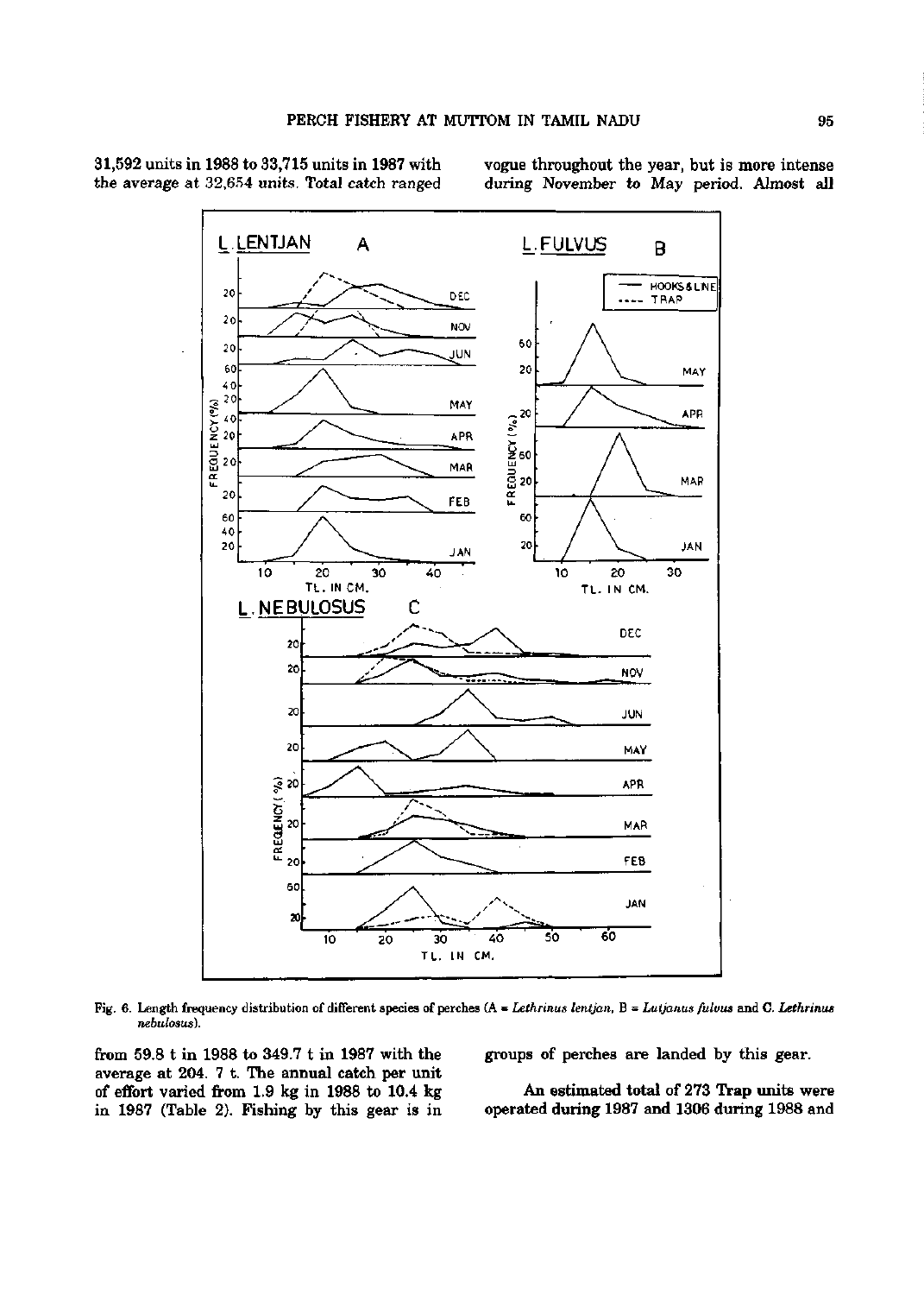31,592 units in 1988 to 33,715 units in 1987 with the average at 32,654 units. Total catch ranged from 59.8 t in 1988 to 349.7 t in 1987 with the average at 204. 7 t. The annual catch per unit of effort varied from 1.9 kg in 1988 to 10.4 kg in 1987 (Table 2). Fishing by this gear is in vogue throughout the year, but is more intense during November to May period. Almost all groups of perches are landed by this gear.

Fig. 6. Length frequency distribution of different species of perches (A = *Lethrinus lentjan*, B = *Lutjanus fulvus* and C. *Lethrinus nebulosus*).

An estimated total of 273 Trap units were operated during 1987 and 1306 during 1988 and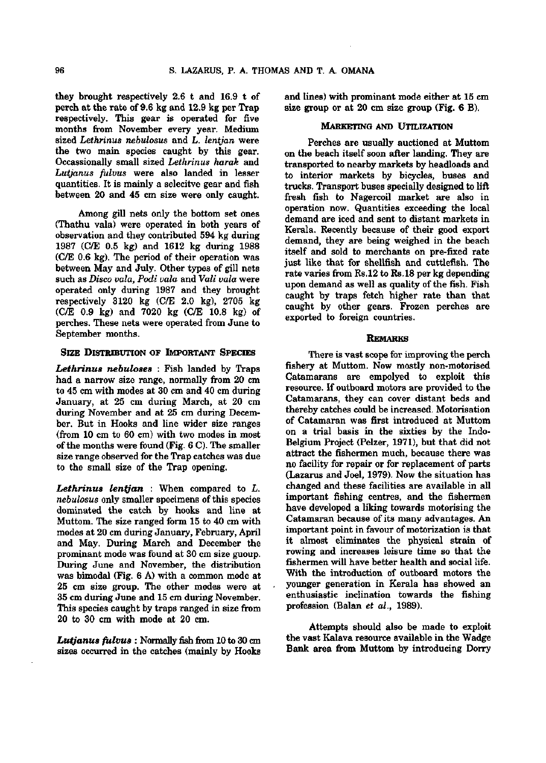they brought respectively 2.6 t and 16.9 t of perch at the rate of 9.6 kg and 12.9 kg per Trap respectively. This gear is operated for five months from November every year. Medium sized *Lethrinus nebulosus* and *L. lentjan* were the two main species caught by this gear. Occassionally small sized *Lethrinus harak* and *Lutjanus fulvus* were also landed in lesser quantities. It is mainly a selecitve gear and fish between 20 and 45 cm size were only caught.

Among gill nets only the bottom set ones (Thathu vala) were operated in both years of observation and they contributed 594 kg during 1987 (C/E 0.5 kg) and 1612 kg during 1988 (C/E 0.6 kg). The period of their operation was between May and July. Other types of gill nets such as *Disco vala*, *Podi vala* and *Vali vala* were operated only during 1987 and they brought respectively 3120 kg (C/E 2.0 kg), 2705 kg (C/E 0.9 kg) and 7020 kg (C/E 10.8 kg) of perches. These nets were operated from June to September months.

## Size Distribution of Important Species

***Lethrinus nebuloses*** : Fish landed by Traps had a narrow size range, normally from 20 cm to 45 cm with modes at 30 cm and 40 cm during January, at 25 cm during March, at 20 cm during November and at 25 cm during December. But in Hooks and line wider size ranges (from 10 cm to 60 cm) with two modes in most of the months were found (Fig. 6 C). The smaller size range observed for the Trap catches was due to the small size of the Trap opening.

***Lethrinus lentjan*** : When compared to *L. nebulosus* only smaller specimens of this species dominated the catch by hooks and line at Muttom. The size ranged form 15 to 40 cm with modes at 20 cm during January, February, April and May. During March and December the prominant mode was found at 30 cm size guoup. During June and November, the distribution was bimodal (Fig. 6 A) with a common mode at 25 cm size group. The other modes were at 35 cm during June and 15 cm during November. This species caught by traps ranged in size from 20 to 30 cm with mode at 20 cm.

***Lutjanus fulvus*** : Normally fish from 10 to 30 cm sizes occurred in the catches (mainly by Hooks and lines) with prominant mode either at 15 cm size group or at 20 cm size group (Fig. 6 B).

## Marketing and Utilization

Perches are usually auctioned at Muttom on the beach itself soon after landing. They are transported to nearby markets by headloads and to interior markets by bicycles, buses and trucks. Transport buses specially designed to lift fresh fish to Nagercoil market are also in operation now. Quantities exceeding the local demand are iced and sent to distant markets in Kerala. Recently because of their good export demand, they are being weighed in the beach itself and sold to merchants on pre-fixed rate just like that for shellfish and cuttlefish. The rate varies from Rs.12 to Rs.18 per kg depending upon demand as well as quality of the fish. Fish caught by traps fetch higher rate than that caught by other gears. Frozen perches are exported to foreign countries.

## Remarks

There is vast scope for improving the perch fishery at Muttom. Now mostly non-motorised Catamarans are empolyed to exploit this resource. If outboard motors are provided to the Catamarans, they can cover distant beds and thereby catches could be increased. Motorisation of Catamaran was first introduced at Muttom on a trial basis in the sixties by the Indo-Belgium Project (Pelzer, 1971), but that did not attract the fishermen much, because there was no facility for repair or for replacement of parts (Lazarus and Joel, 1979). Now the situation has changed and these facilities are available in all important fishing centres, and the fishermen have developed a liking towards motorising the Catamaran because of its many advantages. An important point in favour of motorization is that it almost eliminates the physical strain of rowing and increases leisure time so that the fishermen will have better health and social life. With the introduction of outboard motors the younger generation in Kerala has showed an enthusiastic inclination towards the fishing profession (Balan *et al*., 1989).

Attempts should also be made to exploit the vast Kalava resource available in the Wadge Bank area from Muttom by introducing Dorry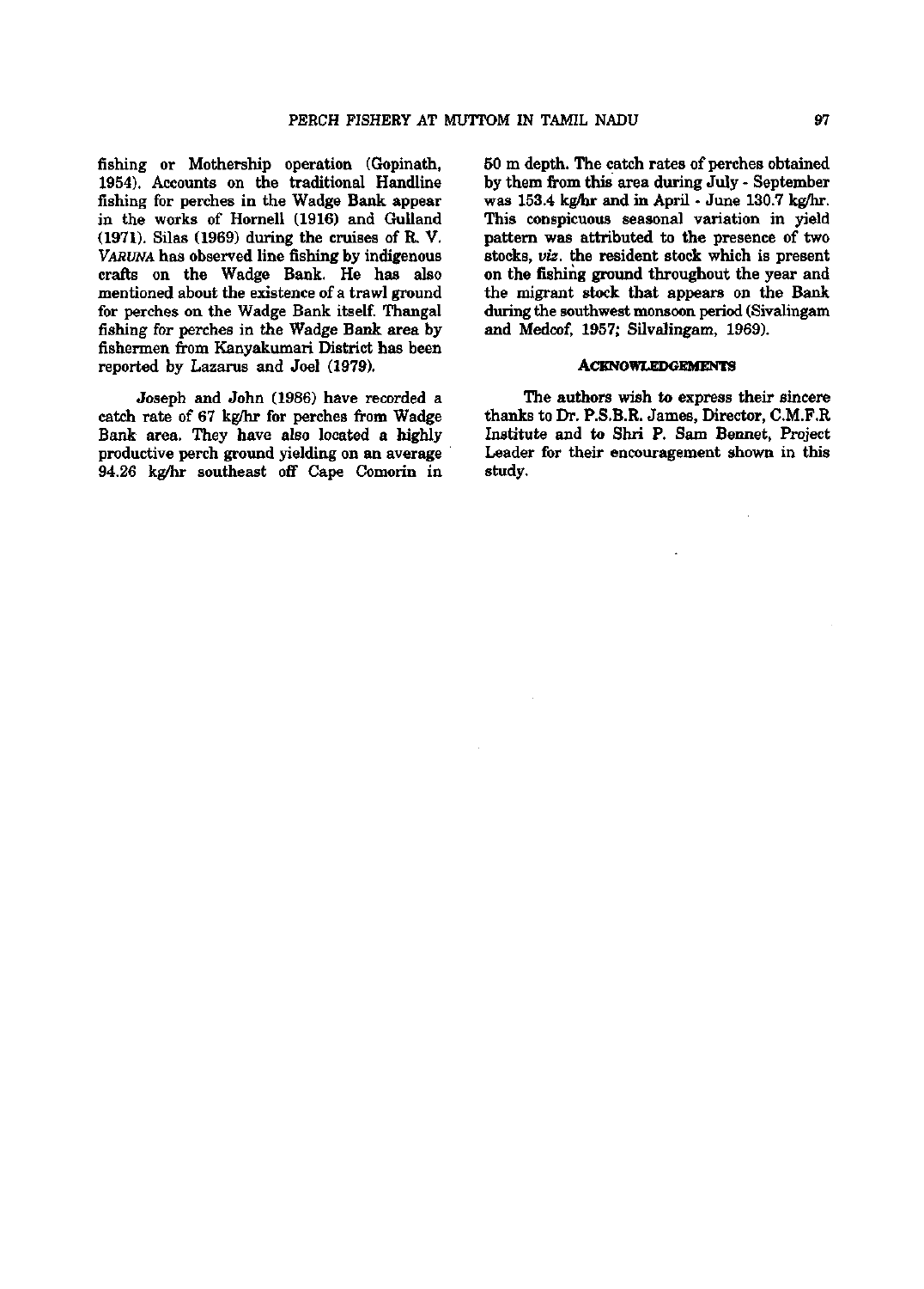fishing or Mothership operation (Gopinath, 1954). Accounts on the traditional Handline fishing for perches in the Wadge Bank appear in the works of Hornell (1916) and Gulland (1971). Silas (1969) during the cruises of R. V. *VARUNA* has observed line fishing by indigenous crafts on the Wadge Bank. He has also mentioned about the existence of a trawl ground for perches on the Wadge Bank itself. Thangal fishing for perches in the Wadge Bank area by fishermen from Kanyakumari District has been reported by Lazarus and Joel (1979).

Joseph and John (1986) have recorded a catch rate of 67 kg/hr for perches from Wadge Bank area. They have also located a highly productive perch ground yielding on an average 94.26 kg/hr southeast off Cape Comorin in 50 m depth. The catch rates of perches obtained by them from this area during July - September was 153.4 kg/hr and in April - June 130.7 kg/hr. This conspicuous seasonal variation in yield pattern was attributed to the presence of two stocks, *viz*. the resident stock which is present on the fishing ground throughout the year and the migrant stock that appears on the Bank during the southwest monsoon period (Sivalingam and Medcof, 1957; Silvalingam, 1969).

## Acknowledgements

The authors wish to express their sincere thanks to Dr. P.S.B.R. James, Director, C.M.F.R Institute and to Shri P. Sam Bennet, Project Leader for their encouragement shown in this study.